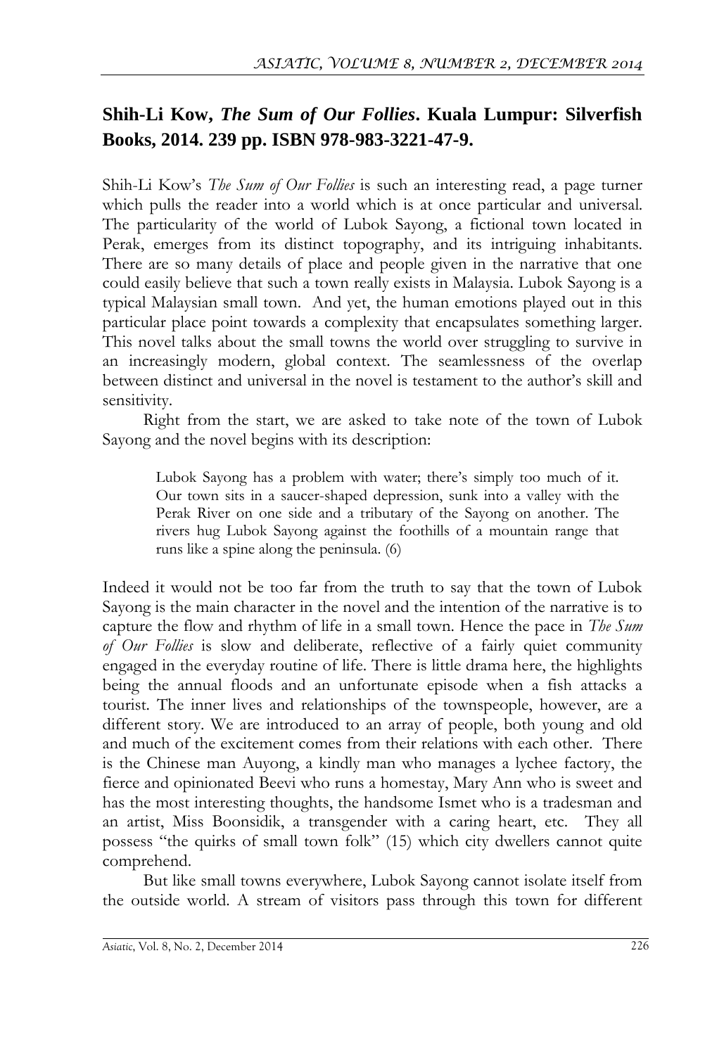## Shih-Li Kow, *The Sum of Our Follies*. Kuala Lumpur: Silverfish Books, 2014. 239 pp. ISBN 978-983-3221-47-9.

Shih-Li Kow's *The Sum of Our Follies* is such an interesting read, a page turner which pulls the reader into a world which is at once particular and universal. The particularity of the world of Lubok Sayong, a fictional town located in Perak, emerges from its distinct topography, and its intriguing inhabitants. There are so many details of place and people given in the narrative that one could easily believe that such a town really exists in Malaysia. Lubok Sayong is a typical Malaysian small town. And yet, the human emotions played out in this particular place point towards a complexity that encapsulates something larger. This novel talks about the small towns the world over struggling to survive in an increasingly modern, global context. The seamlessness of the overlap between distinct and universal in the novel is testament to the author's skill and sensitivity.

Right from the start, we are asked to take note of the town of Lubok Sayong and the novel begins with its description:

> Lubok Sayong has a problem with water; there's simply too much of it. Our town sits in a saucer-shaped depression, sunk into a valley with the Perak River on one side and a tributary of the Sayong on another. The rivers hug Lubok Sayong against the foothills of a mountain range that runs like a spine along the peninsula. (6)

Indeed it would not be too far from the truth to say that the town of Lubok Sayong is the main character in the novel and the intention of the narrative is to capture the flow and rhythm of life in a small town. Hence the pace in *The Sum of Our Follies* is slow and deliberate, reflective of a fairly quiet community engaged in the everyday routine of life. There is little drama here, the highlights being the annual floods and an unfortunate episode when a fish attacks a tourist. The inner lives and relationships of the townspeople, however, are a different story. We are introduced to an array of people, both young and old and much of the excitement comes from their relations with each other. There is the Chinese man Auyong, a kindly man who manages a lychee factory, the fierce and opinionated Beevi who runs a homestay, Mary Ann who is sweet and has the most interesting thoughts, the handsome Ismet who is a tradesman and an artist, Miss Boonsidik, a transgender with a caring heart, etc. They all possess "the quirks of small town folk" (15) which city dwellers cannot quite comprehend.

But like small towns everywhere, Lubok Sayong cannot isolate itself from the outside world. A stream of visitors pass through this town for different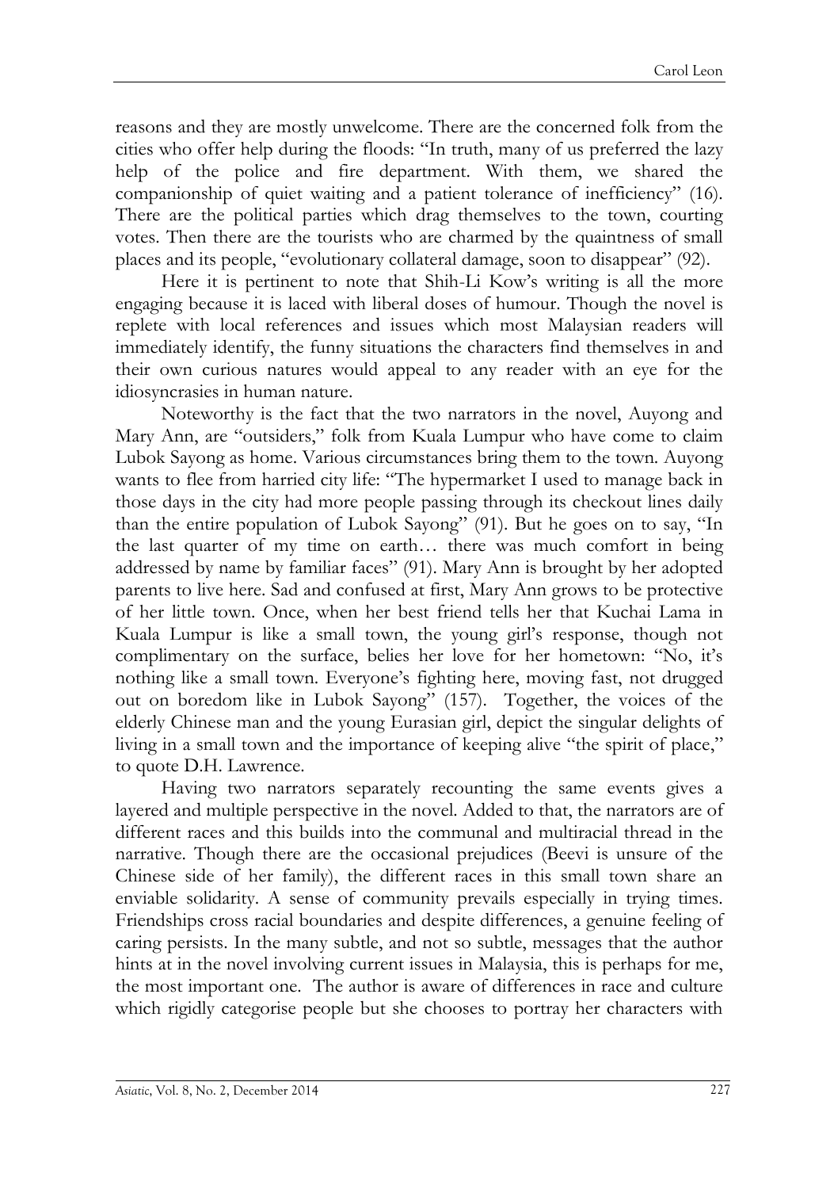reasons and they are mostly unwelcome. There are the concerned folk from the cities who offer help during the floods: "In truth, many of us preferred the lazy help of the police and fire department. With them, we shared the companionship of quiet waiting and a patient tolerance of inefficiency" (16). There are the political parties which drag themselves to the town, courting votes. Then there are the tourists who are charmed by the quaintness of small places and its people, "evolutionary collateral damage, soon to disappear" (92).

Here it is pertinent to note that Shih-Li Kow's writing is all the more engaging because it is laced with liberal doses of humour. Though the novel is replete with local references and issues which most Malaysian readers will immediately identify, the funny situations the characters find themselves in and their own curious natures would appeal to any reader with an eye for the idiosyncrasies in human nature.

Noteworthy is the fact that the two narrators in the novel, Auyong and Mary Ann, are "outsiders," folk from Kuala Lumpur who have come to claim Lubok Sayong as home. Various circumstances bring them to the town. Auyong wants to flee from harried city life: "The hypermarket I used to manage back in those days in the city had more people passing through its checkout lines daily than the entire population of Lubok Sayong" (91). But he goes on to say, "In the last quarter of my time on earth… there was much comfort in being addressed by name by familiar faces" (91). Mary Ann is brought by her adopted parents to live here. Sad and confused at first, Mary Ann grows to be protective of her little town. Once, when her best friend tells her that Kuchai Lama in Kuala Lumpur is like a small town, the young girl's response, though not complimentary on the surface, belies her love for her hometown: "No, it's nothing like a small town. Everyone's fighting here, moving fast, not drugged out on boredom like in Lubok Sayong" (157). Together, the voices of the elderly Chinese man and the young Eurasian girl, depict the singular delights of living in a small town and the importance of keeping alive "the spirit of place," to quote D.H. Lawrence.

Having two narrators separately recounting the same events gives a layered and multiple perspective in the novel. Added to that, the narrators are of different races and this builds into the communal and multiracial thread in the narrative. Though there are the occasional prejudices (Beevi is unsure of the Chinese side of her family), the different races in this small town share an enviable solidarity. A sense of community prevails especially in trying times. Friendships cross racial boundaries and despite differences, a genuine feeling of caring persists. In the many subtle, and not so subtle, messages that the author hints at in the novel involving current issues in Malaysia, this is perhaps for me, the most important one. The author is aware of differences in race and culture which rigidly categorise people but she chooses to portray her characters with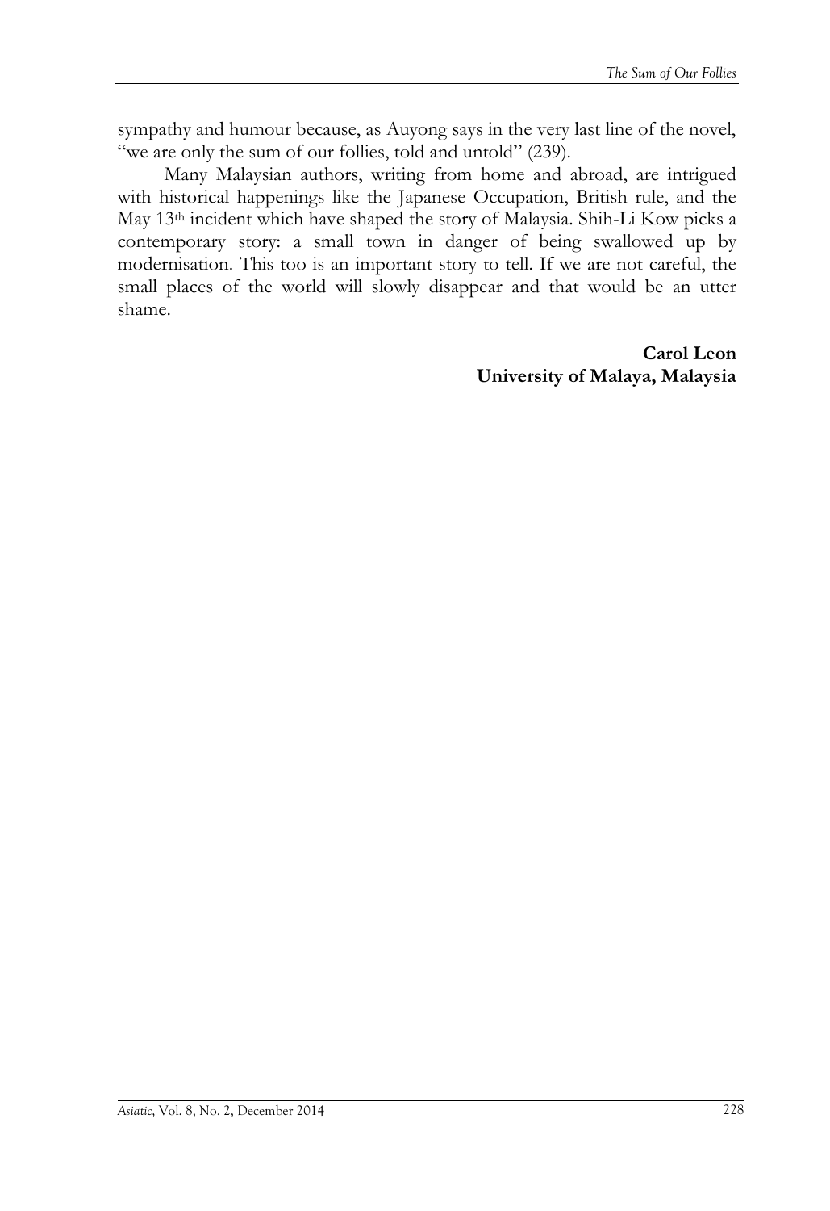sympathy and humour because, as Auyong says in the very last line of the novel, "we are only the sum of our follies, told and untold" (239).

Many Malaysian authors, writing from home and abroad, are intrigued with historical happenings like the Japanese Occupation, British rule, and the May 13th incident which have shaped the story of Malaysia. Shih-Li Kow picks a contemporary story: a small town in danger of being swallowed up by modernisation. This too is an important story to tell. If we are not careful, the small places of the world will slowly disappear and that would be an utter shame.

**Carol Leon**
**University of Malaya, Malaysia**